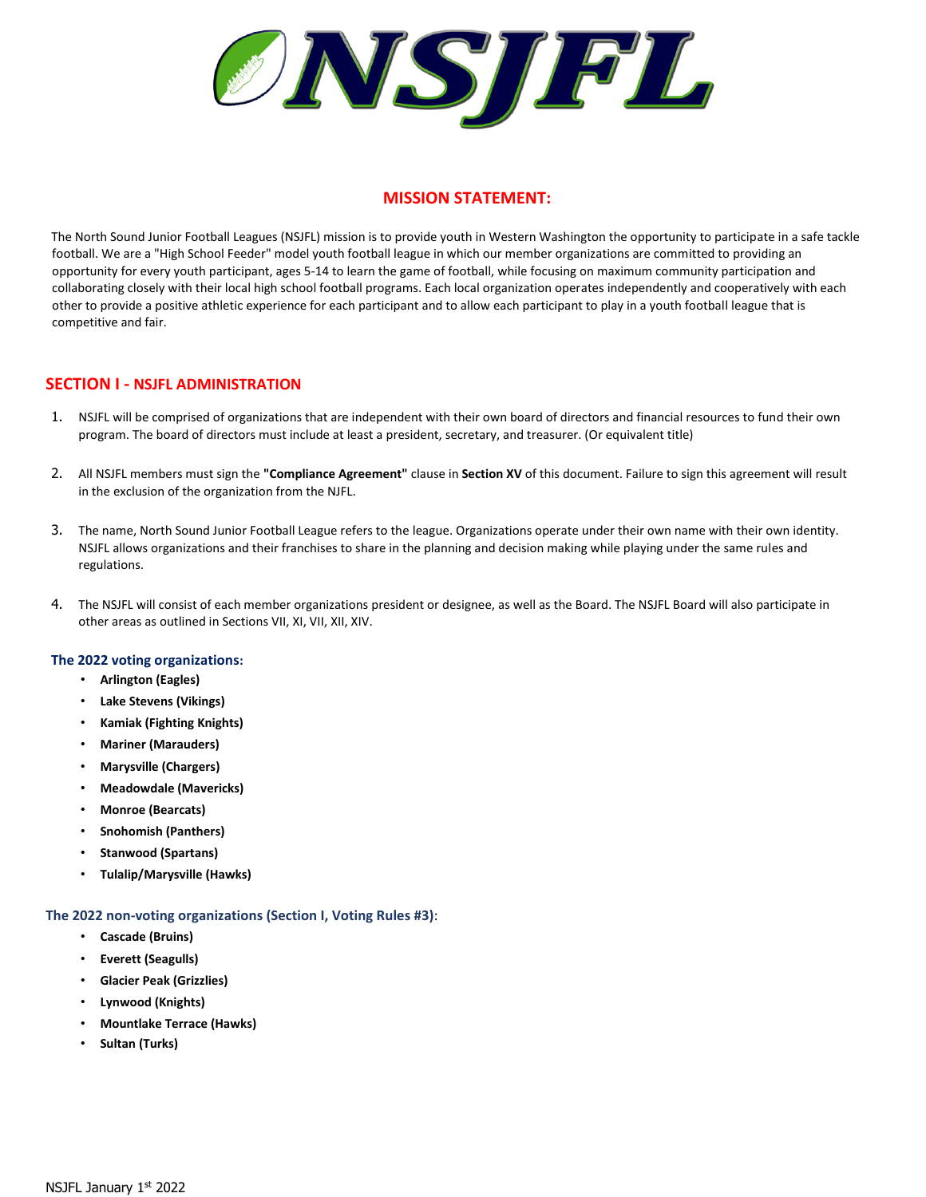# NSJFL

## MISSION STATEMENT:

The North Sound Junior Football Leagues (NSJFL) mission is to provide youth in Western Washington the opportunity to participate in a safe tackle football. We are a "High School Feeder" model youth football league in which our member organizations are committed to providing an opportunity for every youth participant, ages 5-14 to learn the game of football, while focusing on maximum community participation and collaborating closely with their local high school football programs. Each local organization operates independently and cooperatively with each other to provide a positive athletic experience for each participant and to allow each participant to play in a youth football league that is competitive and fair.

## SECTION I - NSJFL ADMINISTRATION

1. NSJFL will be comprised of organizations that are independent with their own board of directors and financial resources to fund their own program. The board of directors must include at least a president, secretary, and treasurer. (Or equivalent title)

2. All NSJFL members must sign the **"Compliance Agreement"** clause in **Section XV** of this document. Failure to sign this agreement will result in the exclusion of the organization from the NJFL.

3. The name, North Sound Junior Football League refers to the league. Organizations operate under their own name with their own identity. NSJFL allows organizations and their franchises to share in the planning and decision making while playing under the same rules and regulations.

4. The NSJFL will consist of each member organizations president or designee, as well as the Board. The NSJFL Board will also participate in other areas as outlined in Sections VII, XI, VII, XII, XIV.

### The 2022 voting organizations:

- **Arlington (Eagles)**
- **Lake Stevens (Vikings)**
- **Kamiak (Fighting Knights)**
- **Mariner (Marauders)**
- **Marysville (Chargers)**
- **Meadowdale (Mavericks)**
- **Monroe (Bearcats)**
- **Snohomish (Panthers)**
- **Stanwood (Spartans)**
- **Tulalip/Marysville (Hawks)**

### The 2022 non-voting organizations (Section I, Voting Rules #3):

- **Cascade (Bruins)**
- **Everett (Seagulls)**
- **Glacier Peak (Grizzlies)**
- **Lynwood (Knights)**
- **Mountlake Terrace (Hawks)**
- **Sultan (Turks)**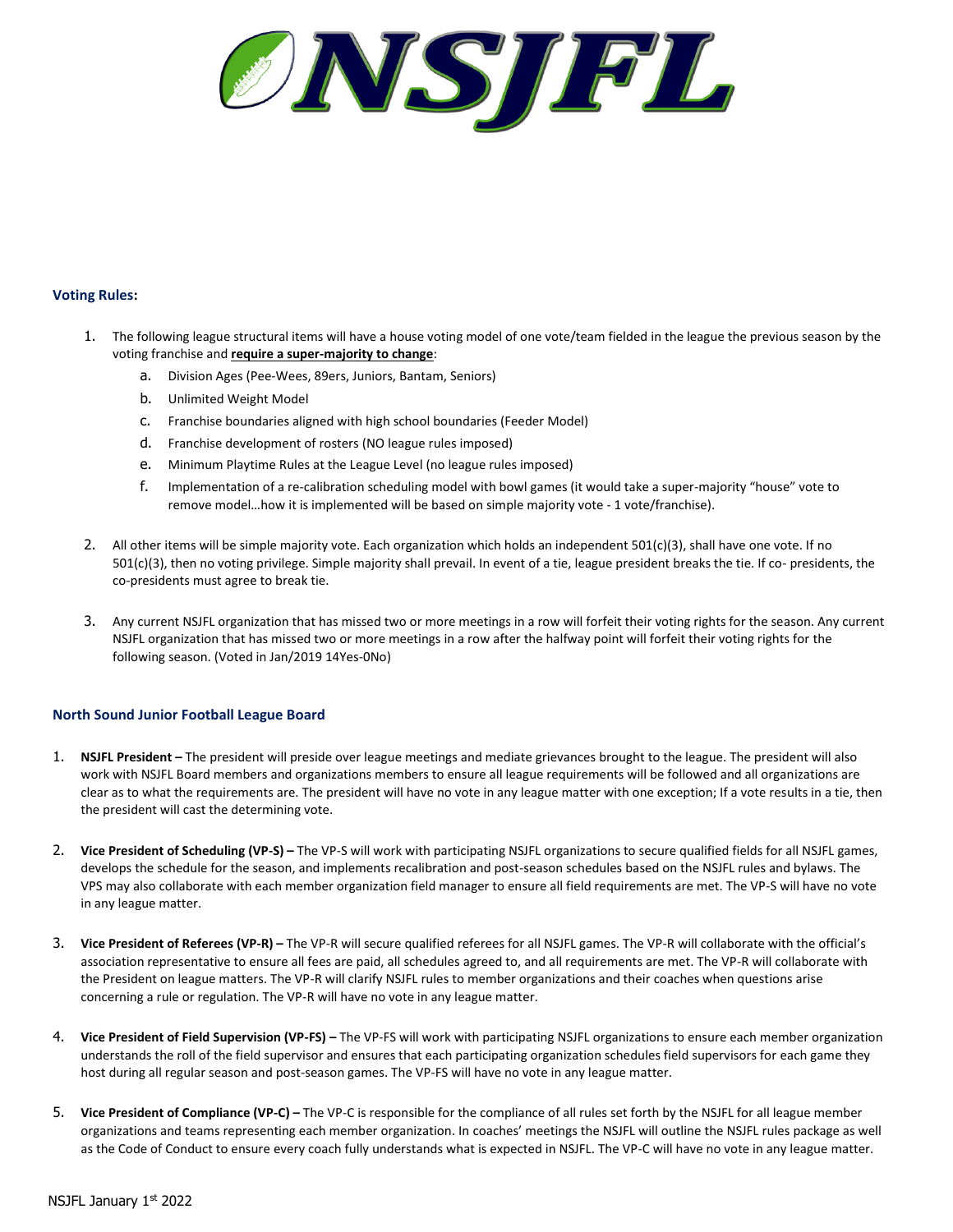## Voting Rules:

1. The following league structural items will have a house voting model of one vote/team fielded in the league the previous season by the voting franchise and **require a super-majority to change**:
   a. Division Ages (Pee-Wees, 89ers, Juniors, Bantam, Seniors)
   b. Unlimited Weight Model
   c. Franchise boundaries aligned with high school boundaries (Feeder Model)
   d. Franchise development of rosters (NO league rules imposed)
   e. Minimum Playtime Rules at the League Level (no league rules imposed)
   f. Implementation of a re-calibration scheduling model with bowl games (it would take a super-majority "house" vote to remove model…how it is implemented will be based on simple majority vote - 1 vote/franchise).

2. All other items will be simple majority vote. Each organization which holds an independent 501(c)(3), shall have one vote. If no 501(c)(3), then no voting privilege. Simple majority shall prevail. In event of a tie, league president breaks the tie. If co- presidents, the co-presidents must agree to break tie.

3. Any current NSJFL organization that has missed two or more meetings in a row will forfeit their voting rights for the season. Any current NSJFL organization that has missed two or more meetings in a row after the halfway point will forfeit their voting rights for the following season. (Voted in Jan/2019 14Yes-0No)

## North Sound Junior Football League Board

1. **NSJFL President –** The president will preside over league meetings and mediate grievances brought to the league. The president will also work with NSJFL Board members and organizations members to ensure all league requirements will be followed and all organizations are clear as to what the requirements are. The president will have no vote in any league matter with one exception; If a vote results in a tie, then the president will cast the determining vote.

2. **Vice President of Scheduling (VP-S) –** The VP-S will work with participating NSJFL organizations to secure qualified fields for all NSJFL games, develops the schedule for the season, and implements recalibration and post-season schedules based on the NSJFL rules and bylaws. The VPS may also collaborate with each member organization field manager to ensure all field requirements are met. The VP-S will have no vote in any league matter.

3. **Vice President of Referees (VP-R) –** The VP-R will secure qualified referees for all NSJFL games. The VP-R will collaborate with the official's association representative to ensure all fees are paid, all schedules agreed to, and all requirements are met. The VP-R will collaborate with the President on league matters. The VP-R will clarify NSJFL rules to member organizations and their coaches when questions arise concerning a rule or regulation. The VP-R will have no vote in any league matter.

4. **Vice President of Field Supervision (VP-FS) –** The VP-FS will work with participating NSJFL organizations to ensure each member organization understands the roll of the field supervisor and ensures that each participating organization schedules field supervisors for each game they host during all regular season and post-season games. The VP-FS will have no vote in any league matter.

5. **Vice President of Compliance (VP-C) –** The VP-C is responsible for the compliance of all rules set forth by the NSJFL for all league member organizations and teams representing each member organization. In coaches' meetings the NSJFL will outline the NSJFL rules package as well as the Code of Conduct to ensure every coach fully understands what is expected in NSJFL. The VP-C will have no vote in any league matter.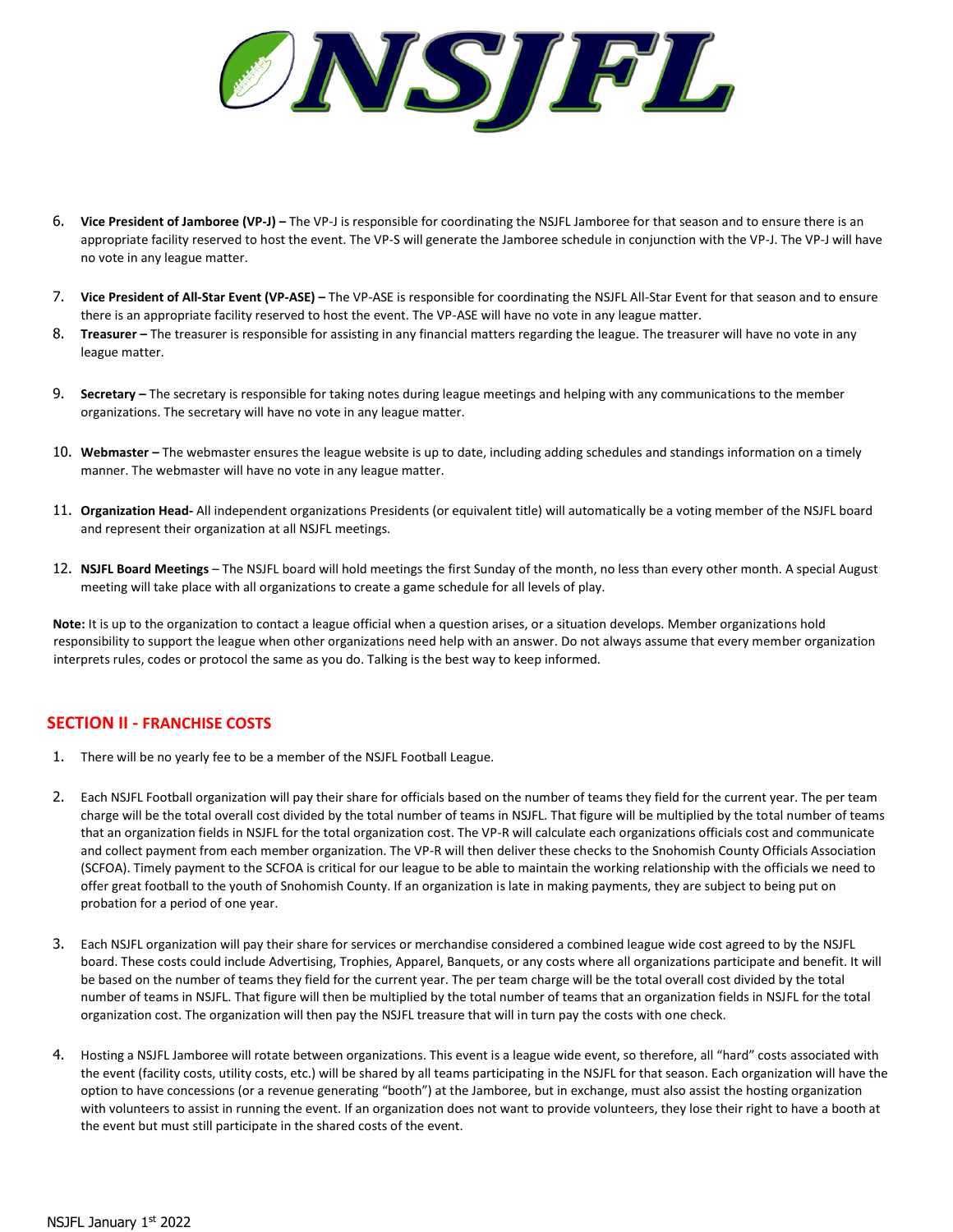6. **Vice President of Jamboree (VP-J) –** The VP-J is responsible for coordinating the NSJFL Jamboree for that season and to ensure there is an appropriate facility reserved to host the event. The VP-S will generate the Jamboree schedule in conjunction with the VP-J. The VP-J will have no vote in any league matter.

7. **Vice President of All-Star Event (VP-ASE) –** The VP-ASE is responsible for coordinating the NSJFL All-Star Event for that season and to ensure there is an appropriate facility reserved to host the event. The VP-ASE will have no vote in any league matter.

8. **Treasurer –** The treasurer is responsible for assisting in any financial matters regarding the league. The treasurer will have no vote in any league matter.

9. **Secretary –** The secretary is responsible for taking notes during league meetings and helping with any communications to the member organizations. The secretary will have no vote in any league matter.

10. **Webmaster –** The webmaster ensures the league website is up to date, including adding schedules and standings information on a timely manner. The webmaster will have no vote in any league matter.

11. **Organization Head-** All independent organizations Presidents (or equivalent title) will automatically be a voting member of the NSJFL board and represent their organization at all NSJFL meetings.

12. **NSJFL Board Meetings** – The NSJFL board will hold meetings the first Sunday of the month, no less than every other month. A special August meeting will take place with all organizations to create a game schedule for all levels of play.

**Note:** It is up to the organization to contact a league official when a question arises, or a situation develops. Member organizations hold responsibility to support the league when other organizations need help with an answer. Do not always assume that every member organization interprets rules, codes or protocol the same as you do. Talking is the best way to keep informed.

## SECTION II - FRANCHISE COSTS

1. There will be no yearly fee to be a member of the NSJFL Football League.

2. Each NSJFL Football organization will pay their share for officials based on the number of teams they field for the current year. The per team charge will be the total overall cost divided by the total number of teams in NSJFL. That figure will be multiplied by the total number of teams that an organization fields in NSJFL for the total organization cost. The VP-R will calculate each organizations officials cost and communicate and collect payment from each member organization. The VP-R will then deliver these checks to the Snohomish County Officials Association (SCFOA). Timely payment to the SCFOA is critical for our league to be able to maintain the working relationship with the officials we need to offer great football to the youth of Snohomish County. If an organization is late in making payments, they are subject to being put on probation for a period of one year.

3. Each NSJFL organization will pay their share for services or merchandise considered a combined league wide cost agreed to by the NSJFL board. These costs could include Advertising, Trophies, Apparel, Banquets, or any costs where all organizations participate and benefit. It will be based on the number of teams they field for the current year. The per team charge will be the total overall cost divided by the total number of teams in NSJFL. That figure will then be multiplied by the total number of teams that an organization fields in NSJFL for the total organization cost. The organization will then pay the NSJFL treasure that will in turn pay the costs with one check.

4. Hosting a NSJFL Jamboree will rotate between organizations. This event is a league wide event, so therefore, all "hard" costs associated with the event (facility costs, utility costs, etc.) will be shared by all teams participating in the NSJFL for that season. Each organization will have the option to have concessions (or a revenue generating "booth") at the Jamboree, but in exchange, must also assist the hosting organization with volunteers to assist in running the event. If an organization does not want to provide volunteers, they lose their right to have a booth at the event but must still participate in the shared costs of the event.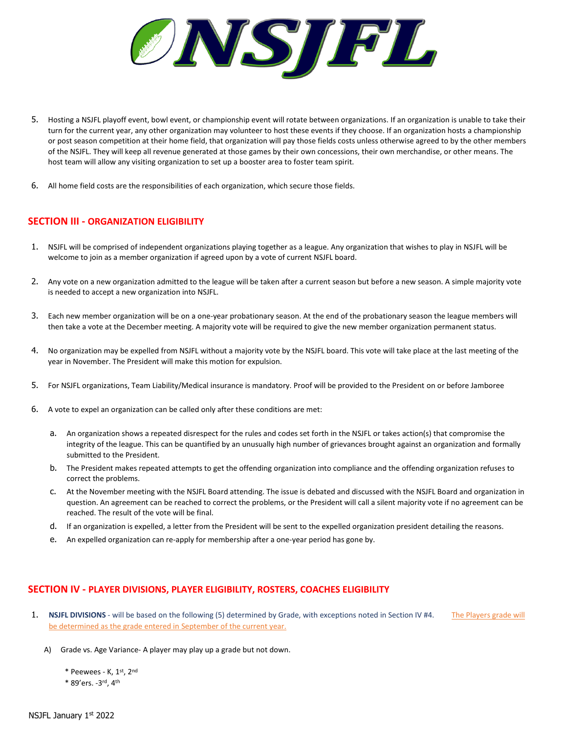5. Hosting a NSJFL playoff event, bowl event, or championship event will rotate between organizations. If an organization is unable to take their turn for the current year, any other organization may volunteer to host these events if they choose. If an organization hosts a championship or post season competition at their home field, that organization will pay those fields costs unless otherwise agreed to by the other members of the NSJFL. They will keep all revenue generated at those games by their own concessions, their own merchandise, or other means. The host team will allow any visiting organization to set up a booster area to foster team spirit.

6. All home field costs are the responsibilities of each organization, which secure those fields.

## SECTION III - ORGANIZATION ELIGIBILITY

1. NSJFL will be comprised of independent organizations playing together as a league. Any organization that wishes to play in NSJFL will be welcome to join as a member organization if agreed upon by a vote of current NSJFL board.

2. Any vote on a new organization admitted to the league will be taken after a current season but before a new season. A simple majority vote is needed to accept a new organization into NSJFL.

3. Each new member organization will be on a one-year probationary season. At the end of the probationary season the league members will then take a vote at the December meeting. A majority vote will be required to give the new member organization permanent status.

4. No organization may be expelled from NSJFL without a majority vote by the NSJFL board. This vote will take place at the last meeting of the year in November. The President will make this motion for expulsion.

5. For NSJFL organizations, Team Liability/Medical insurance is mandatory. Proof will be provided to the President on or before Jamboree

6. A vote to expel an organization can be called only after these conditions are met:

   a. An organization shows a repeated disrespect for the rules and codes set forth in the NSJFL or takes action(s) that compromise the integrity of the league. This can be quantified by an unusually high number of grievances brought against an organization and formally submitted to the President.
   b. The President makes repeated attempts to get the offending organization into compliance and the offending organization refuses to correct the problems.
   c. At the November meeting with the NSJFL Board attending. The issue is debated and discussed with the NSJFL Board and organization in question. An agreement can be reached to correct the problems, or the President will call a silent majority vote if no agreement can be reached. The result of the vote will be final.
   d. If an organization is expelled, a letter from the President will be sent to the expelled organization president detailing the reasons.
   e. An expelled organization can re-apply for membership after a one-year period has gone by.

## SECTION IV - PLAYER DIVISIONS, PLAYER ELIGIBILITY, ROSTERS, COACHES ELIGIBILITY

1. **NSJFL DIVISIONS** - will be based on the following (5) determined by Grade, with exceptions noted in Section IV #4. The Players grade will be determined as the grade entered in September of the current year.

   A) Grade vs. Age Variance- A player may play up a grade but not down.

      * Peewees - K, 1st, 2nd
      * 89'ers. -3rd, 4th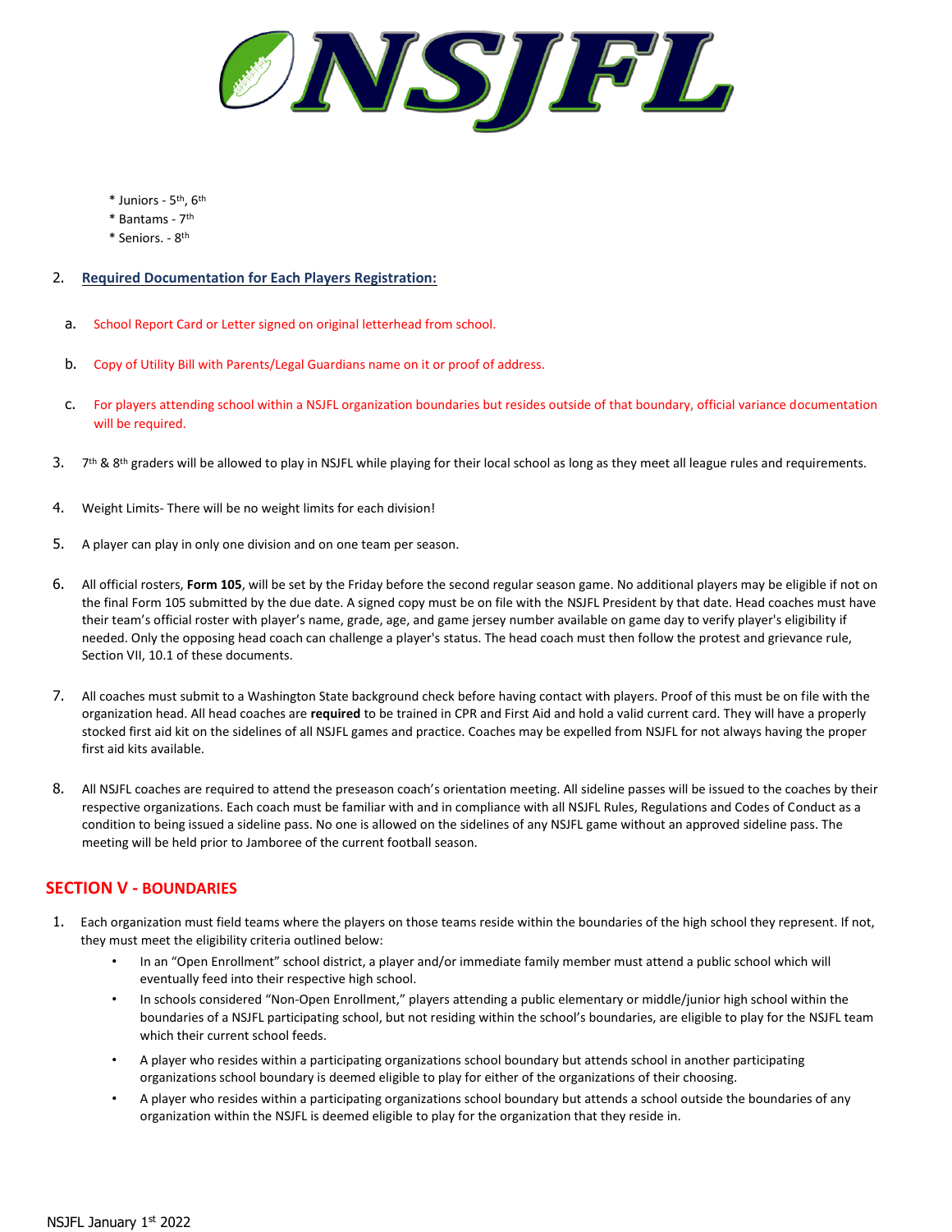* Juniors - 5th, 6th
* Bantams - 7th
* Seniors. - 8th

2. **Required Documentation for Each Players Registration:**

   a. School Report Card or Letter signed on original letterhead from school.

   b. Copy of Utility Bill with Parents/Legal Guardians name on it or proof of address.

   c. For players attending school within a NSJFL organization boundaries but resides outside of that boundary, official variance documentation will be required.

3. 7th & 8th graders will be allowed to play in NSJFL while playing for their local school as long as they meet all league rules and requirements.

4. Weight Limits- There will be no weight limits for each division!

5. A player can play in only one division and on one team per season.

6. All official rosters, **Form 105**, will be set by the Friday before the second regular season game. No additional players may be eligible if not on the final Form 105 submitted by the due date. A signed copy must be on file with the NSJFL President by that date. Head coaches must have their team's official roster with player's name, grade, age, and game jersey number available on game day to verify player's eligibility if needed. Only the opposing head coach can challenge a player's status. The head coach must then follow the protest and grievance rule, Section VII, 10.1 of these documents.

7. All coaches must submit to a Washington State background check before having contact with players. Proof of this must be on file with the organization head. All head coaches are **required** to be trained in CPR and First Aid and hold a valid current card. They will have a properly stocked first aid kit on the sidelines of all NSJFL games and practice. Coaches may be expelled from NSJFL for not always having the proper first aid kits available.

8. All NSJFL coaches are required to attend the preseason coach's orientation meeting. All sideline passes will be issued to the coaches by their respective organizations. Each coach must be familiar with and in compliance with all NSJFL Rules, Regulations and Codes of Conduct as a condition to being issued a sideline pass. No one is allowed on the sidelines of any NSJFL game without an approved sideline pass. The meeting will be held prior to Jamboree of the current football season.

## SECTION V - BOUNDARIES

1. Each organization must field teams where the players on those teams reside within the boundaries of the high school they represent. If not, they must meet the eligibility criteria outlined below:
   - In an "Open Enrollment" school district, a player and/or immediate family member must attend a public school which will eventually feed into their respective high school.
   - In schools considered "Non-Open Enrollment," players attending a public elementary or middle/junior high school within the boundaries of a NSJFL participating school, but not residing within the school's boundaries, are eligible to play for the NSJFL team which their current school feeds.
   - A player who resides within a participating organizations school boundary but attends school in another participating organizations school boundary is deemed eligible to play for either of the organizations of their choosing.
   - A player who resides within a participating organizations school boundary but attends a school outside the boundaries of any organization within the NSJFL is deemed eligible to play for the organization that they reside in.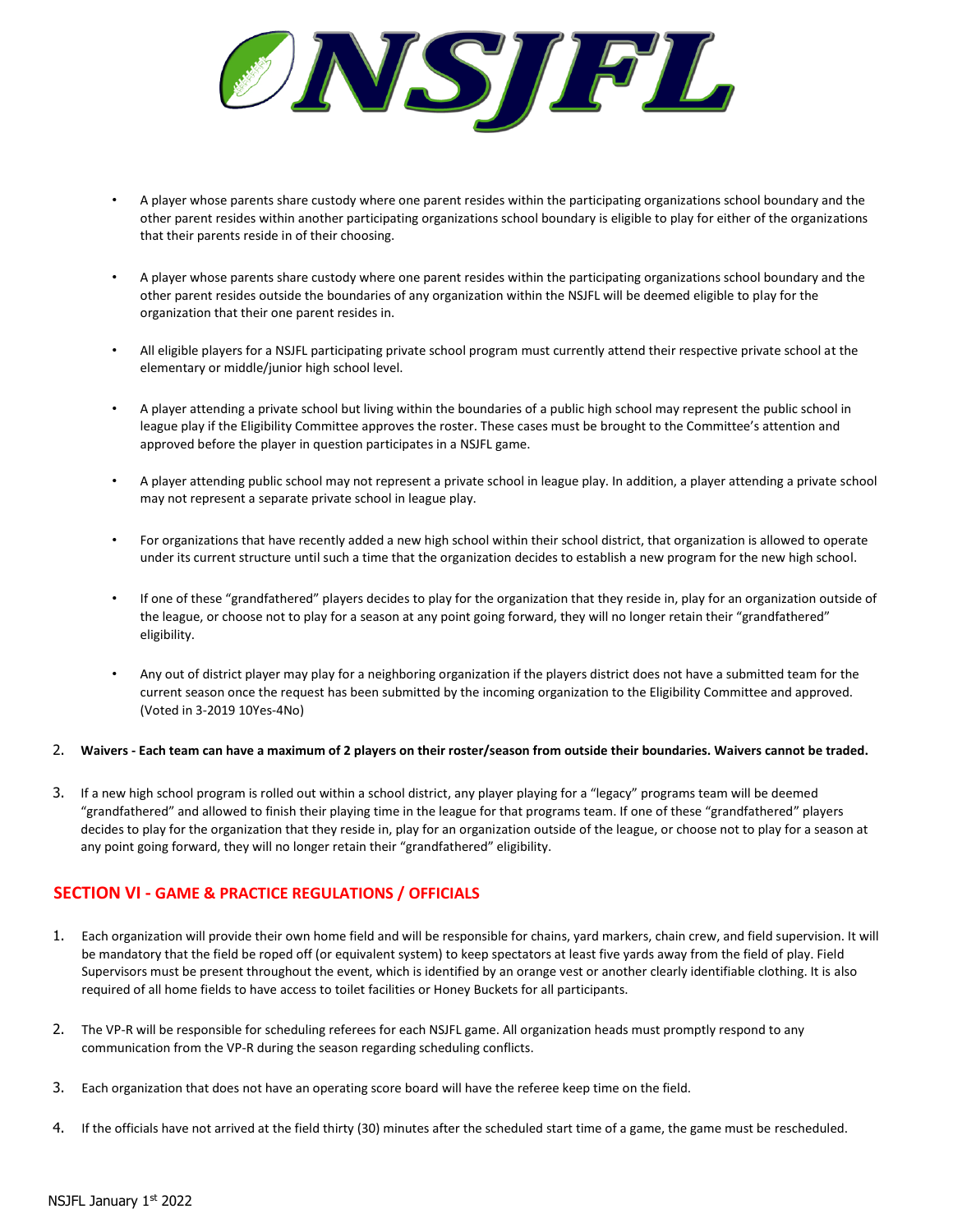- A player whose parents share custody where one parent resides within the participating organizations school boundary and the other parent resides within another participating organizations school boundary is eligible to play for either of the organizations that their parents reside in of their choosing.

- A player whose parents share custody where one parent resides within the participating organizations school boundary and the other parent resides outside the boundaries of any organization within the NSJFL will be deemed eligible to play for the organization that their one parent resides in.

- All eligible players for a NSJFL participating private school program must currently attend their respective private school at the elementary or middle/junior high school level.

- A player attending a private school but living within the boundaries of a public high school may represent the public school in league play if the Eligibility Committee approves the roster. These cases must be brought to the Committee's attention and approved before the player in question participates in a NSJFL game.

- A player attending public school may not represent a private school in league play. In addition, a player attending a private school may not represent a separate private school in league play.

- For organizations that have recently added a new high school within their school district, that organization is allowed to operate under its current structure until such a time that the organization decides to establish a new program for the new high school.

- If one of these "grandfathered" players decides to play for the organization that they reside in, play for an organization outside of the league, or choose not to play for a season at any point going forward, they will no longer retain their "grandfathered" eligibility.

- Any out of district player may play for a neighboring organization if the players district does not have a submitted team for the current season once the request has been submitted by the incoming organization to the Eligibility Committee and approved. (Voted in 3-2019 10Yes-4No)

2. **Waivers - Each team can have a maximum of 2 players on their roster/season from outside their boundaries. Waivers cannot be traded.**

3. If a new high school program is rolled out within a school district, any player playing for a "legacy" programs team will be deemed "grandfathered" and allowed to finish their playing time in the league for that programs team. If one of these "grandfathered" players decides to play for the organization that they reside in, play for an organization outside of the league, or choose not to play for a season at any point going forward, they will no longer retain their "grandfathered" eligibility.

## SECTION VI - GAME & PRACTICE REGULATIONS / OFFICIALS

1. Each organization will provide their own home field and will be responsible for chains, yard markers, chain crew, and field supervision. It will be mandatory that the field be roped off (or equivalent system) to keep spectators at least five yards away from the field of play. Field Supervisors must be present throughout the event, which is identified by an orange vest or another clearly identifiable clothing. It is also required of all home fields to have access to toilet facilities or Honey Buckets for all participants.

2. The VP-R will be responsible for scheduling referees for each NSJFL game. All organization heads must promptly respond to any communication from the VP-R during the season regarding scheduling conflicts.

3. Each organization that does not have an operating score board will have the referee keep time on the field.

4. If the officials have not arrived at the field thirty (30) minutes after the scheduled start time of a game, the game must be rescheduled.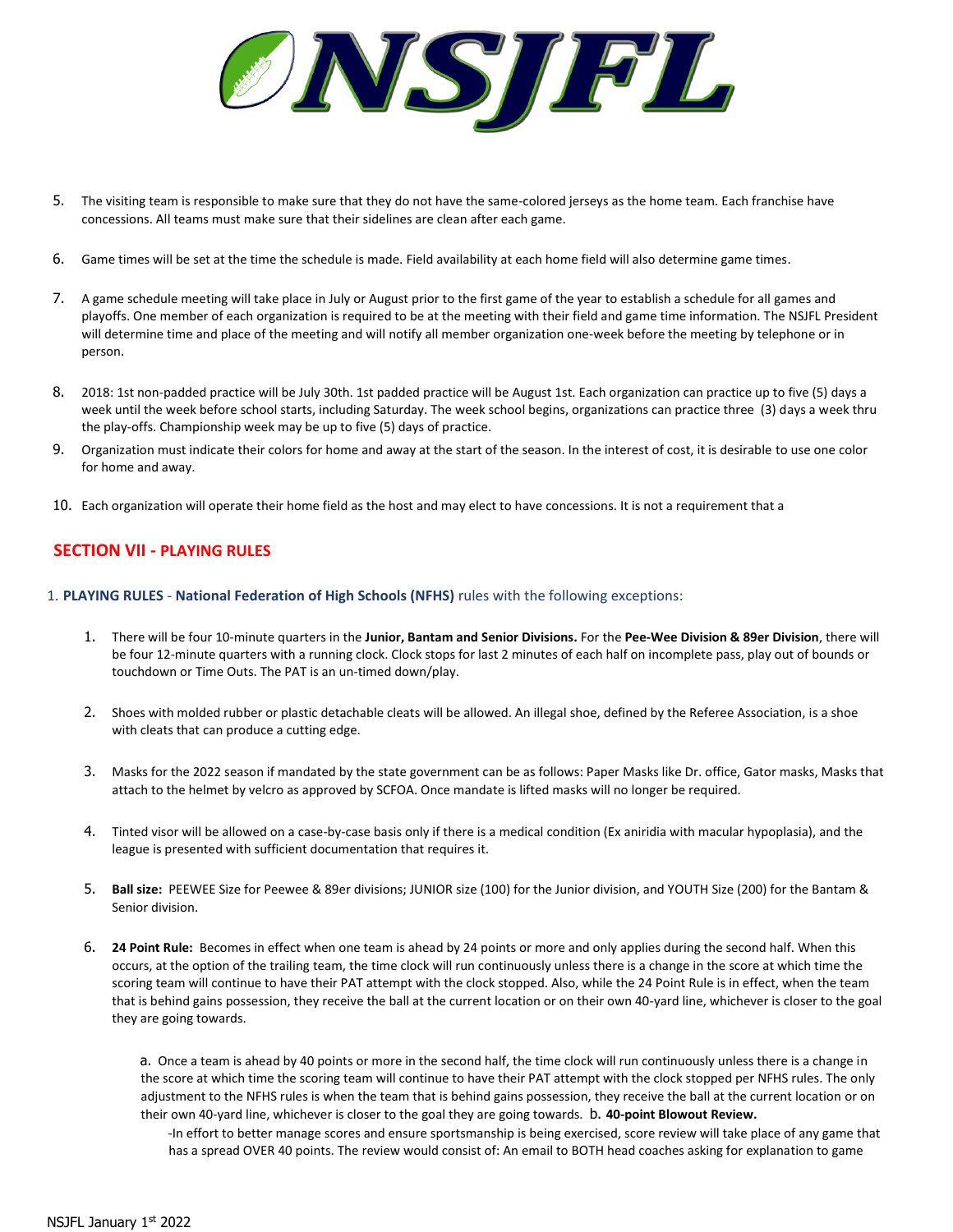5. The visiting team is responsible to make sure that they do not have the same-colored jerseys as the home team. Each franchise have concessions. All teams must make sure that their sidelines are clean after each game.

6. Game times will be set at the time the schedule is made. Field availability at each home field will also determine game times.

7. A game schedule meeting will take place in July or August prior to the first game of the year to establish a schedule for all games and playoffs. One member of each organization is required to be at the meeting with their field and game time information. The NSJFL President will determine time and place of the meeting and will notify all member organization one-week before the meeting by telephone or in person.

8. 2018: 1st non-padded practice will be July 30th. 1st padded practice will be August 1st. Each organization can practice up to five (5) days a week until the week before school starts, including Saturday. The week school begins, organizations can practice three (3) days a week thru the play-offs. Championship week may be up to five (5) days of practice.

9. Organization must indicate their colors for home and away at the start of the season. In the interest of cost, it is desirable to use one color for home and away.

10. Each organization will operate their home field as the host and may elect to have concessions. It is not a requirement that a

## SECTION VII - PLAYING RULES

### 1. PLAYING RULES - National Federation of High Schools (NFHS) rules with the following exceptions:

1. There will be four 10-minute quarters in the **Junior, Bantam and Senior Divisions.** For the **Pee-Wee Division & 89er Division**, there will be four 12-minute quarters with a running clock. Clock stops for last 2 minutes of each half on incomplete pass, play out of bounds or touchdown or Time Outs. The PAT is an un-timed down/play.

2. Shoes with molded rubber or plastic detachable cleats will be allowed. An illegal shoe, defined by the Referee Association, is a shoe with cleats that can produce a cutting edge.

3. Masks for the 2022 season if mandated by the state government can be as follows: Paper Masks like Dr. office, Gator masks, Masks that attach to the helmet by velcro as approved by SCFOA. Once mandate is lifted masks will no longer be required.

4. Tinted visor will be allowed on a case-by-case basis only if there is a medical condition (Ex aniridia with macular hypoplasia), and the league is presented with sufficient documentation that requires it.

5. **Ball size:** PEEWEE Size for Peewee & 89er divisions; JUNIOR size (100) for the Junior division, and YOUTH Size (200) for the Bantam & Senior division.

6. **24 Point Rule:** Becomes in effect when one team is ahead by 24 points or more and only applies during the second half. When this occurs, at the option of the trailing team, the time clock will run continuously unless there is a change in the score at which time the scoring team will continue to have their PAT attempt with the clock stopped. Also, while the 24 Point Rule is in effect, when the team that is behind gains possession, they receive the ball at the current location or on their own 40-yard line, whichever is closer to the goal they are going towards.

   a. Once a team is ahead by 40 points or more in the second half, the time clock will run continuously unless there is a change in the score at which time the scoring team will continue to have their PAT attempt with the clock stopped per NFHS rules. The only adjustment to the NFHS rules is when the team that is behind gains possession, they receive the ball at the current location or on their own 40-yard line, whichever is closer to the goal they are going towards. b. **40-point Blowout Review.**

   -In effort to better manage scores and ensure sportsmanship is being exercised, score review will take place of any game that has a spread OVER 40 points. The review would consist of: An email to BOTH head coaches asking for explanation to game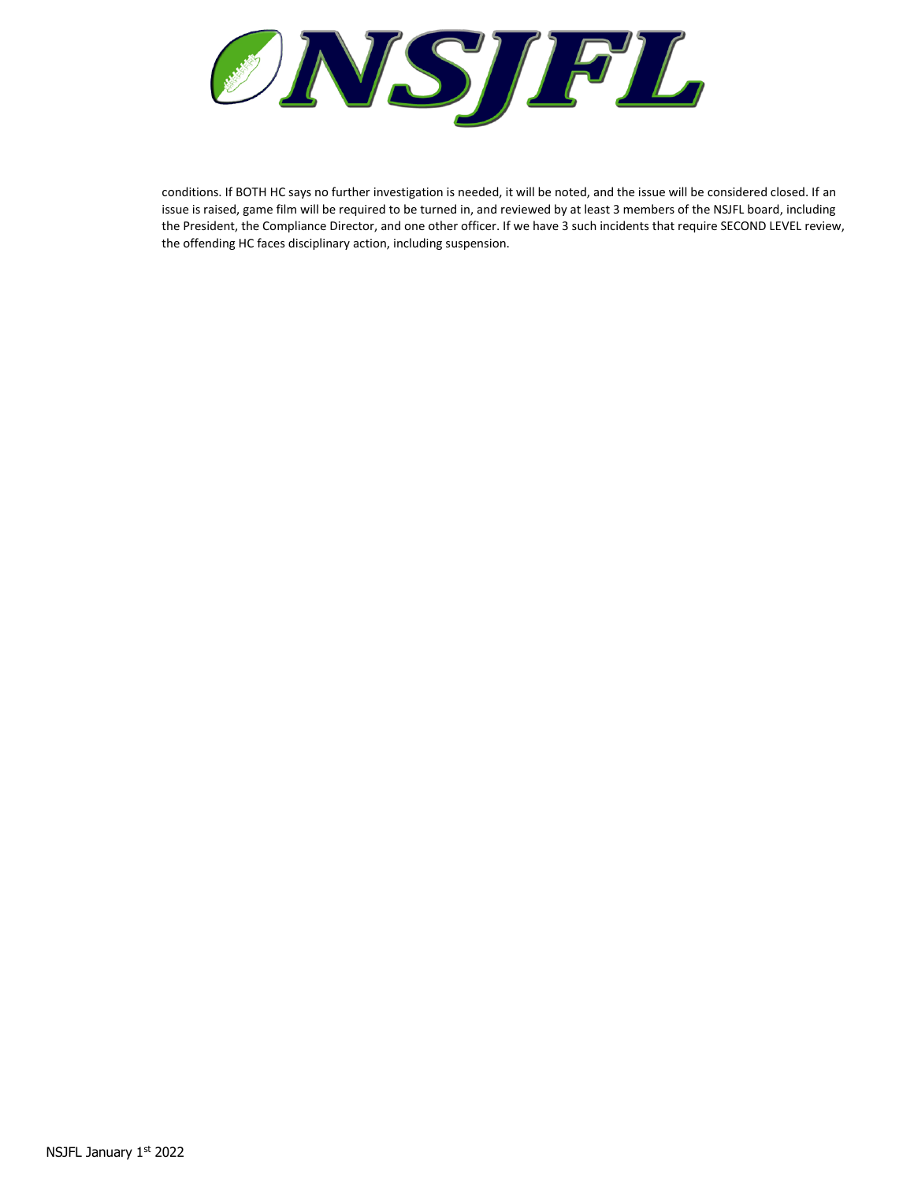conditions. If BOTH HC says no further investigation is needed, it will be noted, and the issue will be considered closed. If an issue is raised, game film will be required to be turned in, and reviewed by at least 3 members of the NSJFL board, including the President, the Compliance Director, and one other officer. If we have 3 such incidents that require SECOND LEVEL review, the offending HC faces disciplinary action, including suspension.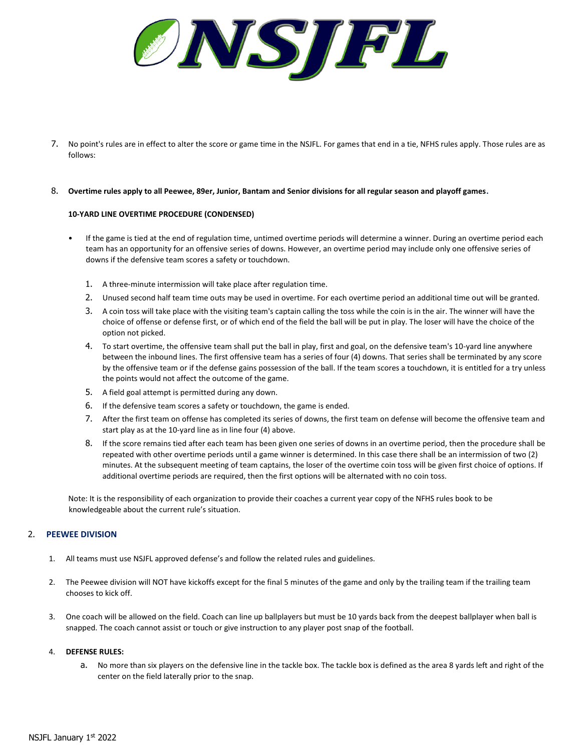7. No point's rules are in effect to alter the score or game time in the NSJFL. For games that end in a tie, NFHS rules apply. Those rules are as follows:

8. **Overtime rules apply to all Peewee, 89er, Junior, Bantam and Senior divisions for all regular season and playoff games.**

**10-YARD LINE OVERTIME PROCEDURE (CONDENSED)**

- If the game is tied at the end of regulation time, untimed overtime periods will determine a winner. During an overtime period each team has an opportunity for an offensive series of downs. However, an overtime period may include only one offensive series of downs if the defensive team scores a safety or touchdown.

    1. A three-minute intermission will take place after regulation time.
    2. Unused second half team time outs may be used in overtime. For each overtime period an additional time out will be granted.
    3. A coin toss will take place with the visiting team's captain calling the toss while the coin is in the air. The winner will have the choice of offense or defense first, or of which end of the field the ball will be put in play. The loser will have the choice of the option not picked.
    4. To start overtime, the offensive team shall put the ball in play, first and goal, on the defensive team's 10-yard line anywhere between the inbound lines. The first offensive team has a series of four (4) downs. That series shall be terminated by any score by the offensive team or if the defense gains possession of the ball. If the team scores a touchdown, it is entitled for a try unless the points would not affect the outcome of the game.
    5. A field goal attempt is permitted during any down.
    6. If the defensive team scores a safety or touchdown, the game is ended.
    7. After the first team on offense has completed its series of downs, the first team on defense will become the offensive team and start play as at the 10-yard line as in line four (4) above.
    8. If the score remains tied after each team has been given one series of downs in an overtime period, then the procedure shall be repeated with other overtime periods until a game winner is determined. In this case there shall be an intermission of two (2) minutes. At the subsequent meeting of team captains, the loser of the overtime coin toss will be given first choice of options. If additional overtime periods are required, then the first options will be alternated with no coin toss.

Note: It is the responsibility of each organization to provide their coaches a current year copy of the NFHS rules book to be knowledgeable about the current rule's situation.

## 2. PEEWEE DIVISION

1. All teams must use NSJFL approved defense's and follow the related rules and guidelines.
2. The Peewee division will NOT have kickoffs except for the final 5 minutes of the game and only by the trailing team if the trailing team chooses to kick off.
3. One coach will be allowed on the field. Coach can line up ballplayers but must be 10 yards back from the deepest ballplayer when ball is snapped. The coach cannot assist or touch or give instruction to any player post snap of the football.
4. **DEFENSE RULES:**
    a. No more than six players on the defensive line in the tackle box. The tackle box is defined as the area 8 yards left and right of the center on the field laterally prior to the snap.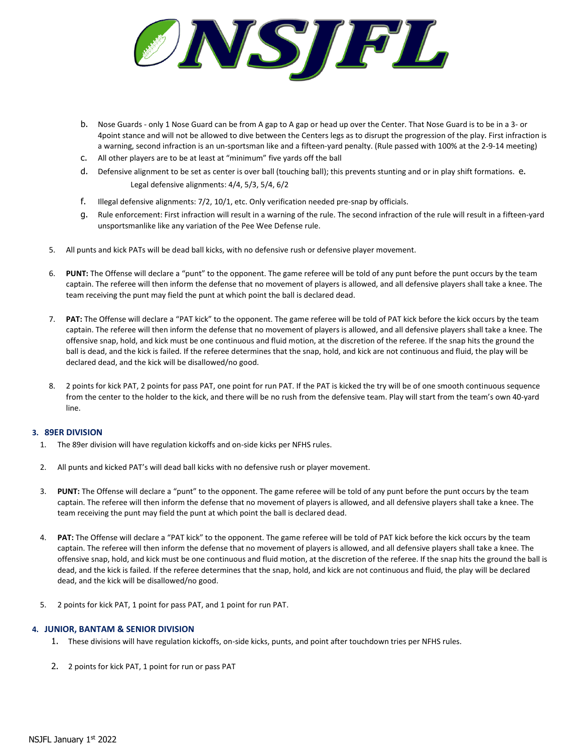b. Nose Guards - only 1 Nose Guard can be from A gap to A gap or head up over the Center. That Nose Guard is to be in a 3- or 4point stance and will not be allowed to dive between the Centers legs as to disrupt the progression of the play. First infraction is a warning, second infraction is an un-sportsman like and a fifteen-yard penalty. (Rule passed with 100% at the 2-9-14 meeting)

c. All other players are to be at least at "minimum" five yards off the ball

d. Defensive alignment to be set as center is over ball (touching ball); this prevents stunting and or in play shift formations.

e. Legal defensive alignments: 4/4, 5/3, 5/4, 6/2

f. Illegal defensive alignments: 7/2, 10/1, etc. Only verification needed pre-snap by officials.

g. Rule enforcement: First infraction will result in a warning of the rule. The second infraction of the rule will result in a fifteen-yard unsportsmanlike like any variation of the Pee Wee Defense rule.

5. All punts and kick PATs will be dead ball kicks, with no defensive rush or defensive player movement.

6. **PUNT:** The Offense will declare a "punt" to the opponent. The game referee will be told of any punt before the punt occurs by the team captain. The referee will then inform the defense that no movement of players is allowed, and all defensive players shall take a knee. The team receiving the punt may field the punt at which point the ball is declared dead.

7. **PAT:** The Offense will declare a "PAT kick" to the opponent. The game referee will be told of PAT kick before the kick occurs by the team captain. The referee will then inform the defense that no movement of players is allowed, and all defensive players shall take a knee. The offensive snap, hold, and kick must be one continuous and fluid motion, at the discretion of the referee. If the snap hits the ground the ball is dead, and the kick is failed. If the referee determines that the snap, hold, and kick are not continuous and fluid, the play will be declared dead, and the kick will be disallowed/no good.

8. 2 points for kick PAT, 2 points for pass PAT, one point for run PAT. If the PAT is kicked the try will be of one smooth continuous sequence from the center to the holder to the kick, and there will be no rush from the defensive team. Play will start from the team's own 40-yard line.

### 3. 89ER DIVISION

1. The 89er division will have regulation kickoffs and on-side kicks per NFHS rules.

2. All punts and kicked PAT's will dead ball kicks with no defensive rush or player movement.

3. **PUNT:** The Offense will declare a "punt" to the opponent. The game referee will be told of any punt before the punt occurs by the team captain. The referee will then inform the defense that no movement of players is allowed, and all defensive players shall take a knee. The team receiving the punt may field the punt at which point the ball is declared dead.

4. **PAT:** The Offense will declare a "PAT kick" to the opponent. The game referee will be told of PAT kick before the kick occurs by the team captain. The referee will then inform the defense that no movement of players is allowed, and all defensive players shall take a knee. The offensive snap, hold, and kick must be one continuous and fluid motion, at the discretion of the referee. If the snap hits the ground the ball is dead, and the kick is failed. If the referee determines that the snap, hold, and kick are not continuous and fluid, the play will be declared dead, and the kick will be disallowed/no good.

5. 2 points for kick PAT, 1 point for pass PAT, and 1 point for run PAT.

### 4. JUNIOR, BANTAM & SENIOR DIVISION

1. These divisions will have regulation kickoffs, on-side kicks, punts, and point after touchdown tries per NFHS rules.

2. 2 points for kick PAT, 1 point for run or pass PAT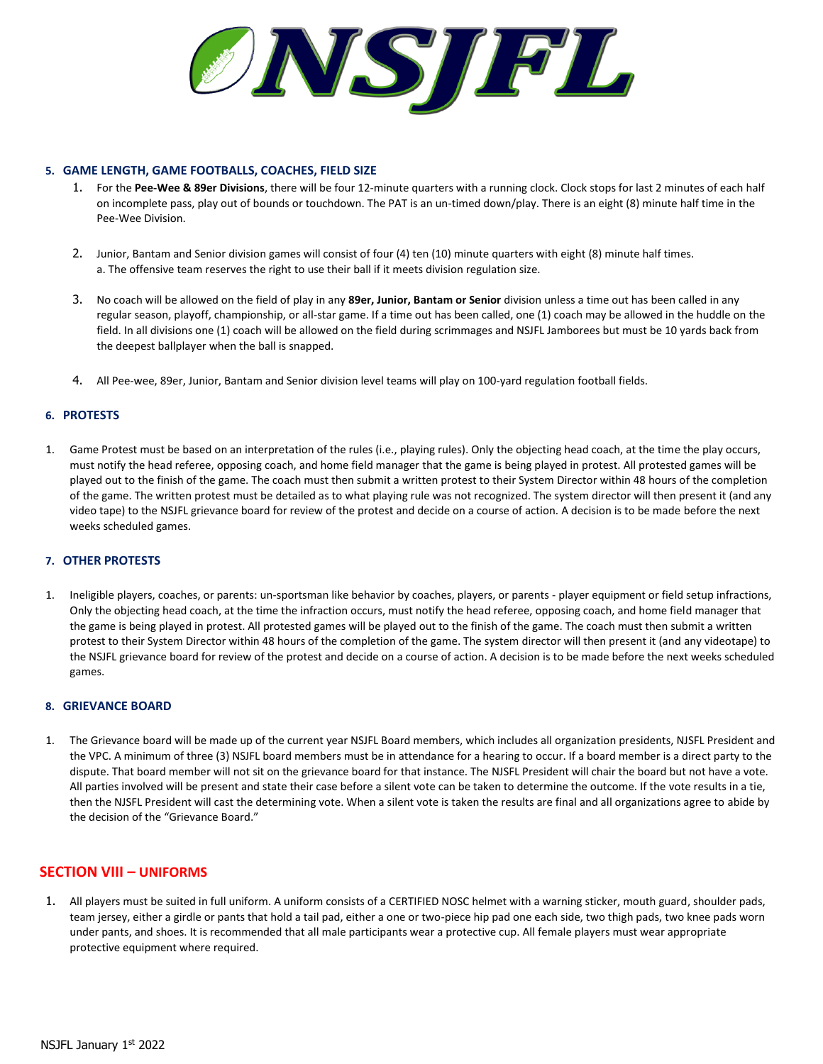### 5. GAME LENGTH, GAME FOOTBALLS, COACHES, FIELD SIZE

1. For the **Pee-Wee & 89er Divisions**, there will be four 12-minute quarters with a running clock. Clock stops for last 2 minutes of each half on incomplete pass, play out of bounds or touchdown. The PAT is an un-timed down/play. There is an eight (8) minute half time in the Pee-Wee Division.

2. Junior, Bantam and Senior division games will consist of four (4) ten (10) minute quarters with eight (8) minute half times.
   a. The offensive team reserves the right to use their ball if it meets division regulation size.

3. No coach will be allowed on the field of play in any **89er, Junior, Bantam or Senior** division unless a time out has been called in any regular season, playoff, championship, or all-star game. If a time out has been called, one (1) coach may be allowed in the huddle on the field. In all divisions one (1) coach will be allowed on the field during scrimmages and NSJFL Jamborees but must be 10 yards back from the deepest ballplayer when the ball is snapped.

4. All Pee-wee, 89er, Junior, Bantam and Senior division level teams will play on 100-yard regulation football fields.

### 6. PROTESTS

1. Game Protest must be based on an interpretation of the rules (i.e., playing rules). Only the objecting head coach, at the time the play occurs, must notify the head referee, opposing coach, and home field manager that the game is being played in protest. All protested games will be played out to the finish of the game. The coach must then submit a written protest to their System Director within 48 hours of the completion of the game. The written protest must be detailed as to what playing rule was not recognized. The system director will then present it (and any video tape) to the NSJFL grievance board for review of the protest and decide on a course of action. A decision is to be made before the next weeks scheduled games.

### 7. OTHER PROTESTS

1. Ineligible players, coaches, or parents: un-sportsman like behavior by coaches, players, or parents - player equipment or field setup infractions, Only the objecting head coach, at the time the infraction occurs, must notify the head referee, opposing coach, and home field manager that the game is being played in protest. All protested games will be played out to the finish of the game. The coach must then submit a written protest to their System Director within 48 hours of the completion of the game. The system director will then present it (and any videotape) to the NSJFL grievance board for review of the protest and decide on a course of action. A decision is to be made before the next weeks scheduled games.

### 8. GRIEVANCE BOARD

1. The Grievance board will be made up of the current year NSJFL Board members, which includes all organization presidents, NJSFL President and the VPC. A minimum of three (3) NSJFL board members must be in attendance for a hearing to occur. If a board member is a direct party to the dispute. That board member will not sit on the grievance board for that instance. The NJSFL President will chair the board but not have a vote. All parties involved will be present and state their case before a silent vote can be taken to determine the outcome. If the vote results in a tie, then the NJSFL President will cast the determining vote. When a silent vote is taken the results are final and all organizations agree to abide by the decision of the "Grievance Board."

## SECTION VIII – UNIFORMS

1. All players must be suited in full uniform. A uniform consists of a CERTIFIED NOSC helmet with a warning sticker, mouth guard, shoulder pads, team jersey, either a girdle or pants that hold a tail pad, either a one or two-piece hip pad one each side, two thigh pads, two knee pads worn under pants, and shoes. It is recommended that all male participants wear a protective cup. All female players must wear appropriate protective equipment where required.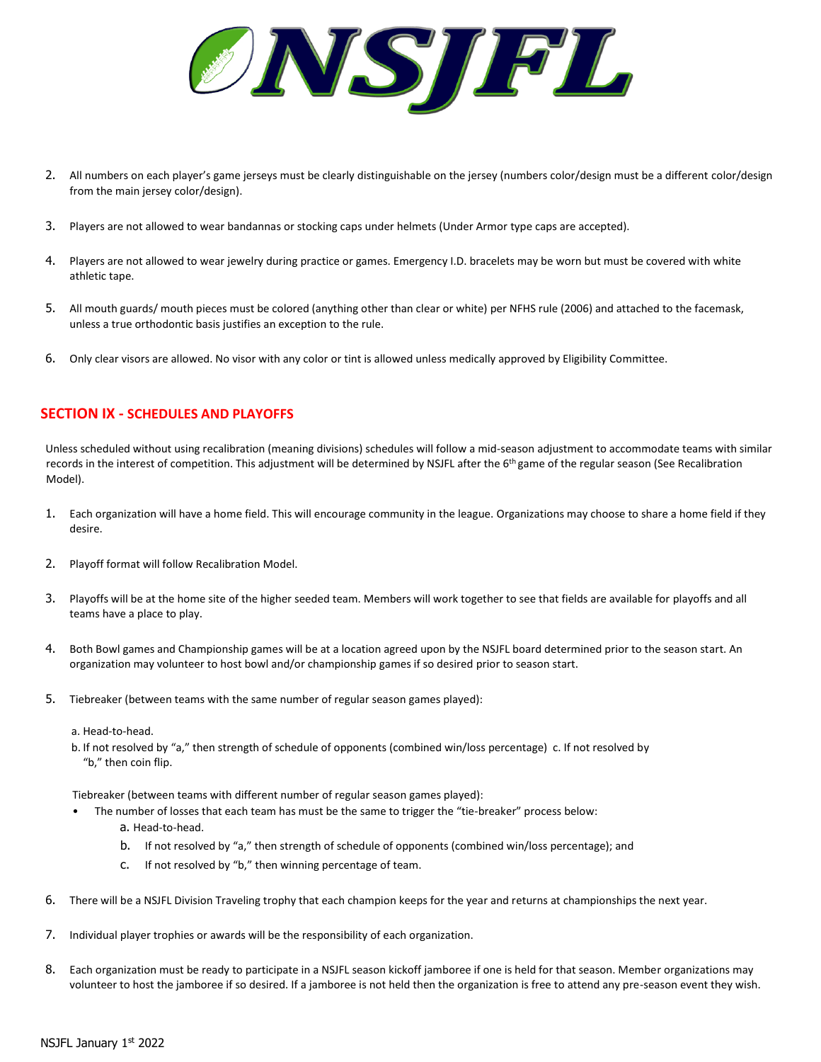2. All numbers on each player's game jerseys must be clearly distinguishable on the jersey (numbers color/design must be a different color/design from the main jersey color/design).

3. Players are not allowed to wear bandannas or stocking caps under helmets (Under Armor type caps are accepted).

4. Players are not allowed to wear jewelry during practice or games. Emergency I.D. bracelets may be worn but must be covered with white athletic tape.

5. All mouth guards/ mouth pieces must be colored (anything other than clear or white) per NFHS rule (2006) and attached to the facemask, unless a true orthodontic basis justifies an exception to the rule.

6. Only clear visors are allowed. No visor with any color or tint is allowed unless medically approved by Eligibility Committee.

## SECTION IX - SCHEDULES AND PLAYOFFS

Unless scheduled without using recalibration (meaning divisions) schedules will follow a mid-season adjustment to accommodate teams with similar records in the interest of competition. This adjustment will be determined by NSJFL after the 6th game of the regular season (See Recalibration Model).

1. Each organization will have a home field. This will encourage community in the league. Organizations may choose to share a home field if they desire.

2. Playoff format will follow Recalibration Model.

3. Playoffs will be at the home site of the higher seeded team. Members will work together to see that fields are available for playoffs and all teams have a place to play.

4. Both Bowl games and Championship games will be at a location agreed upon by the NSJFL board determined prior to the season start. An organization may volunteer to host bowl and/or championship games if so desired prior to season start.

5. Tiebreaker (between teams with the same number of regular season games played):

   a. Head-to-head.
   b. If not resolved by "a," then strength of schedule of opponents (combined win/loss percentage)
   c. If not resolved by "b," then coin flip.

   Tiebreaker (between teams with different number of regular season games played):

   - The number of losses that each team has must be the same to trigger the "tie-breaker" process below:
     a. Head-to-head.
     b. If not resolved by "a," then strength of schedule of opponents (combined win/loss percentage); and
     c. If not resolved by "b," then winning percentage of team.

6. There will be a NSJFL Division Traveling trophy that each champion keeps for the year and returns at championships the next year.

7. Individual player trophies or awards will be the responsibility of each organization.

8. Each organization must be ready to participate in a NSJFL season kickoff jamboree if one is held for that season. Member organizations may volunteer to host the jamboree if so desired. If a jamboree is not held then the organization is free to attend any pre-season event they wish.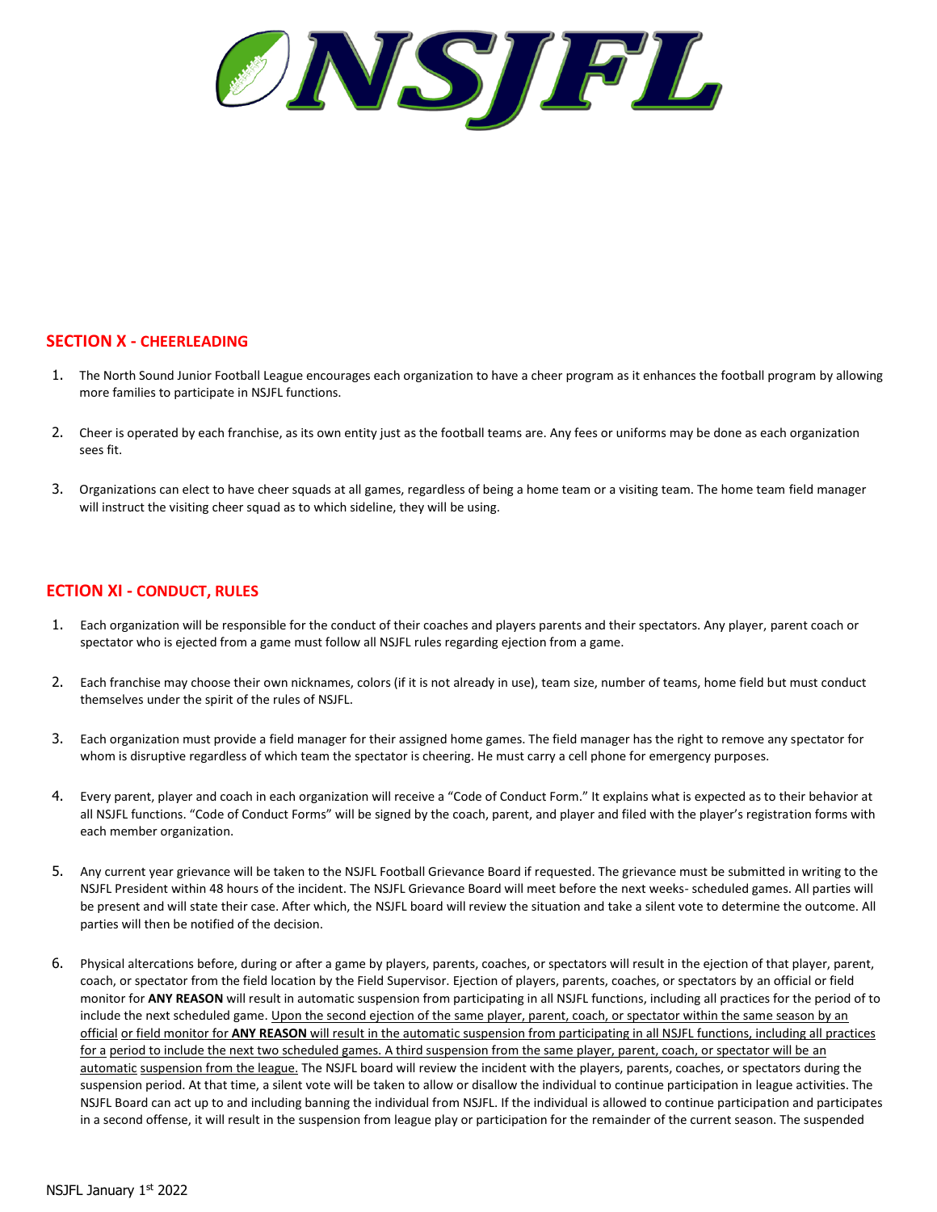## SECTION X - CHEERLEADING

1. The North Sound Junior Football League encourages each organization to have a cheer program as it enhances the football program by allowing more families to participate in NSJFL functions.

2. Cheer is operated by each franchise, as its own entity just as the football teams are. Any fees or uniforms may be done as each organization sees fit.

3. Organizations can elect to have cheer squads at all games, regardless of being a home team or a visiting team. The home team field manager will instruct the visiting cheer squad as to which sideline, they will be using.

## ECTION XI - CONDUCT, RULES

1. Each organization will be responsible for the conduct of their coaches and players parents and their spectators. Any player, parent coach or spectator who is ejected from a game must follow all NSJFL rules regarding ejection from a game.

2. Each franchise may choose their own nicknames, colors (if it is not already in use), team size, number of teams, home field but must conduct themselves under the spirit of the rules of NSJFL.

3. Each organization must provide a field manager for their assigned home games. The field manager has the right to remove any spectator for whom is disruptive regardless of which team the spectator is cheering. He must carry a cell phone for emergency purposes.

4. Every parent, player and coach in each organization will receive a "Code of Conduct Form." It explains what is expected as to their behavior at all NSJFL functions. "Code of Conduct Forms" will be signed by the coach, parent, and player and filed with the player's registration forms with each member organization.

5. Any current year grievance will be taken to the NSJFL Football Grievance Board if requested. The grievance must be submitted in writing to the NSJFL President within 48 hours of the incident. The NSJFL Grievance Board will meet before the next weeks- scheduled games. All parties will be present and will state their case. After which, the NSJFL board will review the situation and take a silent vote to determine the outcome. All parties will then be notified of the decision.

6. Physical altercations before, during or after a game by players, parents, coaches, or spectators will result in the ejection of that player, parent, coach, or spectator from the field location by the Field Supervisor. Ejection of players, parents, coaches, or spectators by an official or field monitor for **ANY REASON** will result in automatic suspension from participating in all NSJFL functions, including all practices for the period of to include the next scheduled game. Upon the second ejection of the same player, parent, coach, or spectator within the same season by an official or field monitor for **ANY REASON** will result in the automatic suspension from participating in all NSJFL functions, including all practices for a period to include the next two scheduled games. A third suspension from the same player, parent, coach, or spectator will be an automatic suspension from the league. The NSJFL board will review the incident with the players, parents, coaches, or spectators during the suspension period. At that time, a silent vote will be taken to allow or disallow the individual to continue participation in league activities. The NSJFL Board can act up to and including banning the individual from NSJFL. If the individual is allowed to continue participation and participates in a second offense, it will result in the suspension from league play or participation for the remainder of the current season. The suspended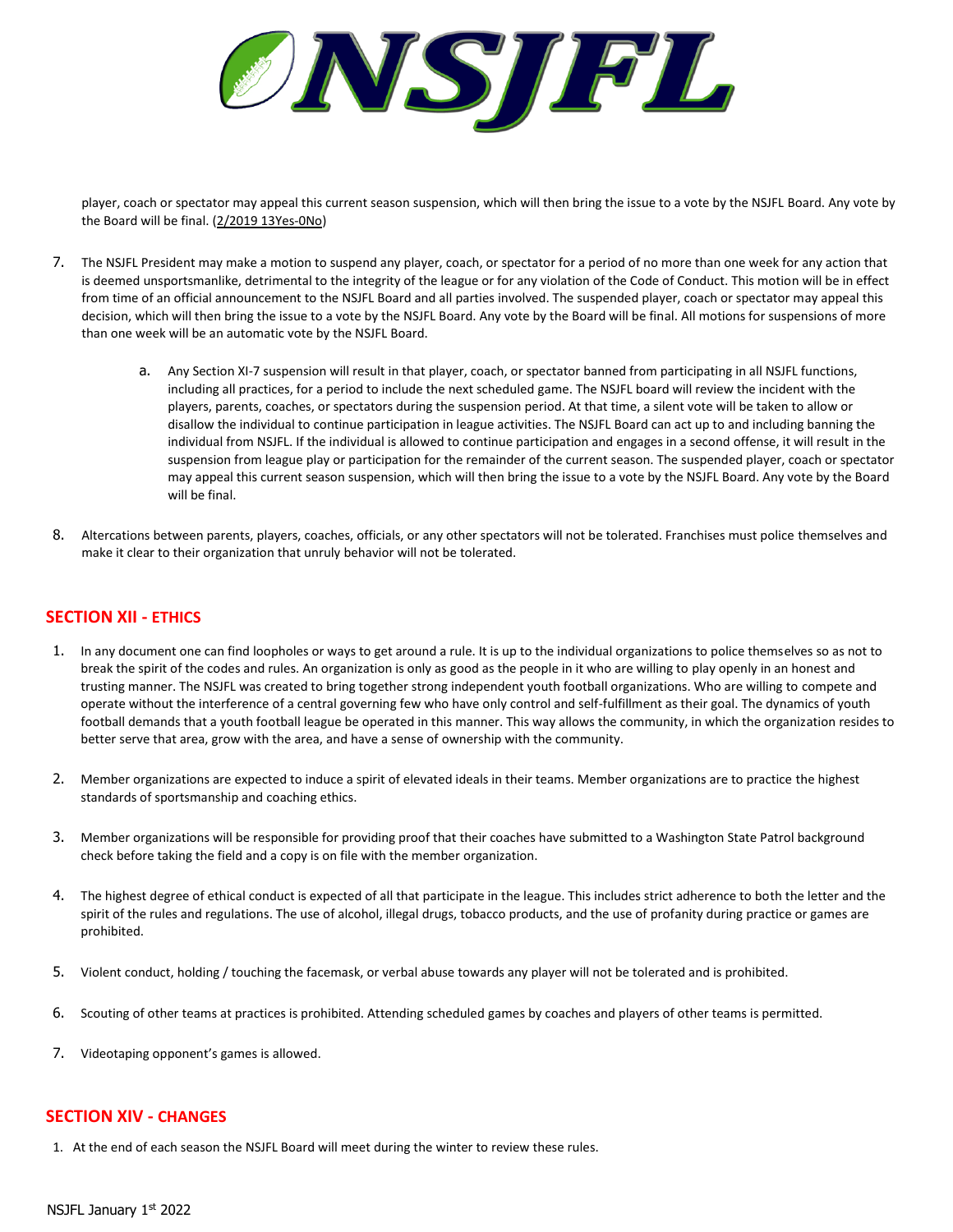player, coach or spectator may appeal this current season suspension, which will then bring the issue to a vote by the NSJFL Board. Any vote by the Board will be final. (2/2019 13Yes-0No)

7. The NSJFL President may make a motion to suspend any player, coach, or spectator for a period of no more than one week for any action that is deemed unsportsmanlike, detrimental to the integrity of the league or for any violation of the Code of Conduct. This motion will be in effect from time of an official announcement to the NSJFL Board and all parties involved. The suspended player, coach or spectator may appeal this decision, which will then bring the issue to a vote by the NSJFL Board. Any vote by the Board will be final. All motions for suspensions of more than one week will be an automatic vote by the NSJFL Board.

    a. Any Section XI-7 suspension will result in that player, coach, or spectator banned from participating in all NSJFL functions, including all practices, for a period to include the next scheduled game. The NSJFL board will review the incident with the players, parents, coaches, or spectators during the suspension period. At that time, a silent vote will be taken to allow or disallow the individual to continue participation in league activities. The NSJFL Board can act up to and including banning the individual from NSJFL. If the individual is allowed to continue participation and engages in a second offense, it will result in the suspension from league play or participation for the remainder of the current season. The suspended player, coach or spectator may appeal this current season suspension, which will then bring the issue to a vote by the NSJFL Board. Any vote by the Board will be final.

8. Altercations between parents, players, coaches, officials, or any other spectators will not be tolerated. Franchises must police themselves and make it clear to their organization that unruly behavior will not be tolerated.

## SECTION XII - ETHICS

1. In any document one can find loopholes or ways to get around a rule. It is up to the individual organizations to police themselves so as not to break the spirit of the codes and rules. An organization is only as good as the people in it who are willing to play openly in an honest and trusting manner. The NSJFL was created to bring together strong independent youth football organizations. Who are willing to compete and operate without the interference of a central governing few who have only control and self-fulfillment as their goal. The dynamics of youth football demands that a youth football league be operated in this manner. This way allows the community, in which the organization resides to better serve that area, grow with the area, and have a sense of ownership with the community.

2. Member organizations are expected to induce a spirit of elevated ideals in their teams. Member organizations are to practice the highest standards of sportsmanship and coaching ethics.

3. Member organizations will be responsible for providing proof that their coaches have submitted to a Washington State Patrol background check before taking the field and a copy is on file with the member organization.

4. The highest degree of ethical conduct is expected of all that participate in the league. This includes strict adherence to both the letter and the spirit of the rules and regulations. The use of alcohol, illegal drugs, tobacco products, and the use of profanity during practice or games are prohibited.

5. Violent conduct, holding / touching the facemask, or verbal abuse towards any player will not be tolerated and is prohibited.

6. Scouting of other teams at practices is prohibited. Attending scheduled games by coaches and players of other teams is permitted.

7. Videotaping opponent's games is allowed.

## SECTION XIV - CHANGES

1. At the end of each season the NSJFL Board will meet during the winter to review these rules.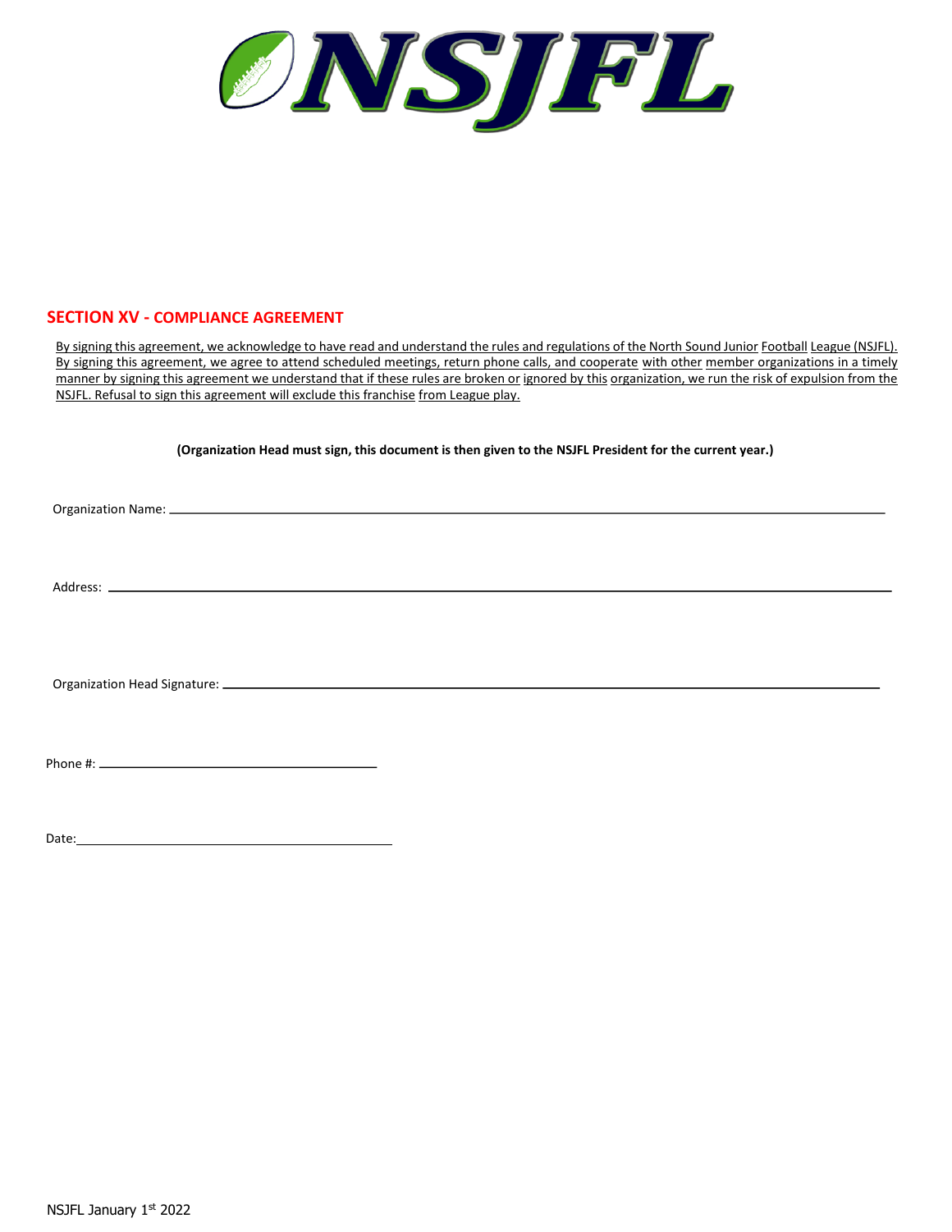## SECTION XV - COMPLIANCE AGREEMENT

By signing this agreement, we acknowledge to have read and understand the rules and regulations of the North Sound Junior Football League (NSJFL). By signing this agreement, we agree to attend scheduled meetings, return phone calls, and cooperate with other member organizations in a timely manner by signing this agreement we understand that if these rules are broken or ignored by this organization, we run the risk of expulsion from the NSJFL. Refusal to sign this agreement will exclude this franchise from League play.

**(Organization Head must sign, this document is then given to the NSJFL President for the current year.)**

Organization Name: ______________________________________________

Address: ______________________________________________

Organization Head Signature: ______________________________________________

Phone #: ______________________

Date: ______________________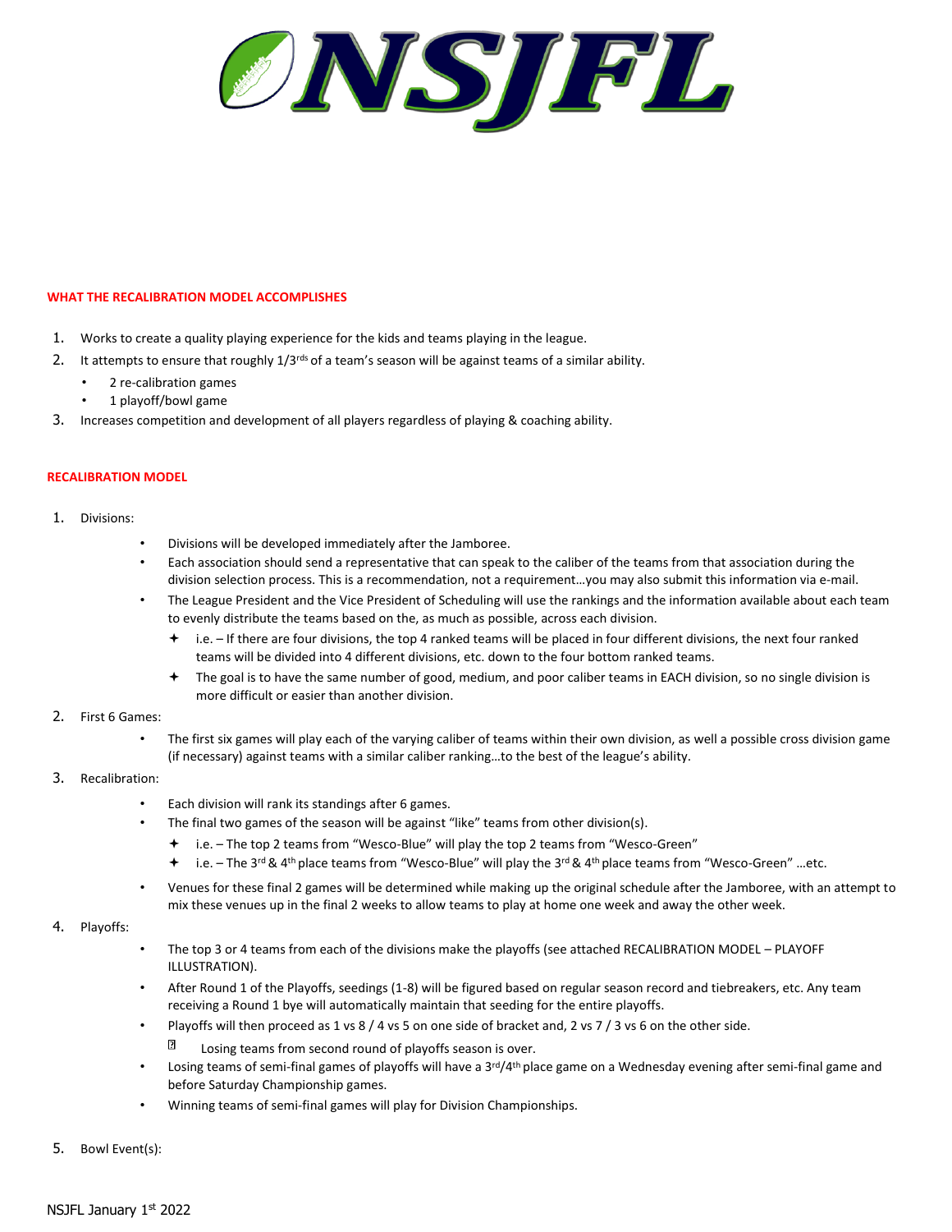**WHAT THE RECALIBRATION MODEL ACCOMPLISHES**

1. Works to create a quality playing experience for the kids and teams playing in the league.
2. It attempts to ensure that roughly 1/3rds of a team's season will be against teams of a similar ability.
   - 2 re-calibration games
   - 1 playoff/bowl game
3. Increases competition and development of all players regardless of playing & coaching ability.

**RECALIBRATION MODEL**

1. Divisions:
   - Divisions will be developed immediately after the Jamboree.
   - Each association should send a representative that can speak to the caliber of the teams from that association during the division selection process. This is a recommendation, not a requirement…you may also submit this information via e-mail.
   - The League President and the Vice President of Scheduling will use the rankings and the information available about each team to evenly distribute the teams based on the, as much as possible, across each division.
     - i.e. – If there are four divisions, the top 4 ranked teams will be placed in four different divisions, the next four ranked teams will be divided into 4 different divisions, etc. down to the four bottom ranked teams.
     - The goal is to have the same number of good, medium, and poor caliber teams in EACH division, so no single division is more difficult or easier than another division.
2. First 6 Games:
   - The first six games will play each of the varying caliber of teams within their own division, as well a possible cross division game (if necessary) against teams with a similar caliber ranking…to the best of the league's ability.
3. Recalibration:
   - Each division will rank its standings after 6 games.
   - The final two games of the season will be against "like" teams from other division(s).
     - i.e. – The top 2 teams from "Wesco-Blue" will play the top 2 teams from "Wesco-Green"
     - i.e. – The 3rd & 4th place teams from "Wesco-Blue" will play the 3rd & 4th place teams from "Wesco-Green" …etc.
   - Venues for these final 2 games will be determined while making up the original schedule after the Jamboree, with an attempt to mix these venues up in the final 2 weeks to allow teams to play at home one week and away the other week.
4. Playoffs:
   - The top 3 or 4 teams from each of the divisions make the playoffs (see attached RECALIBRATION MODEL – PLAYOFF ILLUSTRATION).
   - After Round 1 of the Playoffs, seedings (1-8) will be figured based on regular season record and tiebreakers, etc. Any team receiving a Round 1 bye will automatically maintain that seeding for the entire playoffs.
   - Playoffs will then proceed as 1 vs 8 / 4 vs 5 on one side of bracket and, 2 vs 7 / 3 vs 6 on the other side.
     - Losing teams from second round of playoffs season is over.
   - Losing teams of semi-final games of playoffs will have a 3rd/4th place game on a Wednesday evening after semi-final game and before Saturday Championship games.
   - Winning teams of semi-final games will play for Division Championships.
5. Bowl Event(s):

NSJFL January 1st 2022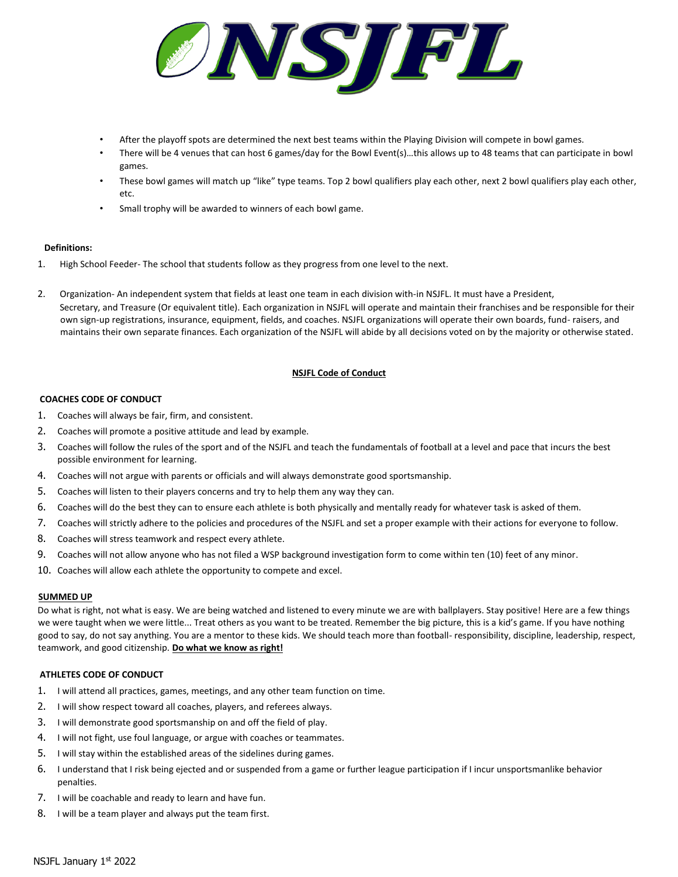- After the playoff spots are determined the next best teams within the Playing Division will compete in bowl games.
- There will be 4 venues that can host 6 games/day for the Bowl Event(s)…this allows up to 48 teams that can participate in bowl games.
- These bowl games will match up "like" type teams. Top 2 bowl qualifiers play each other, next 2 bowl qualifiers play each other, etc.
- Small trophy will be awarded to winners of each bowl game.

**Definitions:**

1. High School Feeder- The school that students follow as they progress from one level to the next.

2. Organization- An independent system that fields at least one team in each division with-in NSJFL. It must have a President, Secretary, and Treasure (Or equivalent title). Each organization in NSJFL will operate and maintain their franchises and be responsible for their own sign-up registrations, insurance, equipment, fields, and coaches. NSJFL organizations will operate their own boards, fund- raisers, and maintains their own separate finances. Each organization of the NSJFL will abide by all decisions voted on by the majority or otherwise stated.

## NSJFL Code of Conduct

### COACHES CODE OF CONDUCT

1. Coaches will always be fair, firm, and consistent.
2. Coaches will promote a positive attitude and lead by example.
3. Coaches will follow the rules of the sport and of the NSJFL and teach the fundamentals of football at a level and pace that incurs the best possible environment for learning.
4. Coaches will not argue with parents or officials and will always demonstrate good sportsmanship.
5. Coaches will listen to their players concerns and try to help them any way they can.
6. Coaches will do the best they can to ensure each athlete is both physically and mentally ready for whatever task is asked of them.
7. Coaches will strictly adhere to the policies and procedures of the NSJFL and set a proper example with their actions for everyone to follow.
8. Coaches will stress teamwork and respect every athlete.
9. Coaches will not allow anyone who has not filed a WSP background investigation form to come within ten (10) feet of any minor.
10. Coaches will allow each athlete the opportunity to compete and excel.

**SUMMED UP**

Do what is right, not what is easy. We are being watched and listened to every minute we are with ballplayers. Stay positive! Here are a few things we were taught when we were little... Treat others as you want to be treated. Remember the big picture, this is a kid's game. If you have nothing good to say, do not say anything. You are a mentor to these kids. We should teach more than football- responsibility, discipline, leadership, respect, teamwork, and good citizenship. **Do what we know as right!**

### ATHLETES CODE OF CONDUCT

1. I will attend all practices, games, meetings, and any other team function on time.
2. I will show respect toward all coaches, players, and referees always.
3. I will demonstrate good sportsmanship on and off the field of play.
4. I will not fight, use foul language, or argue with coaches or teammates.
5. I will stay within the established areas of the sidelines during games.
6. I understand that I risk being ejected and or suspended from a game or further league participation if I incur unsportsmanlike behavior penalties.
7. I will be coachable and ready to learn and have fun.
8. I will be a team player and always put the team first.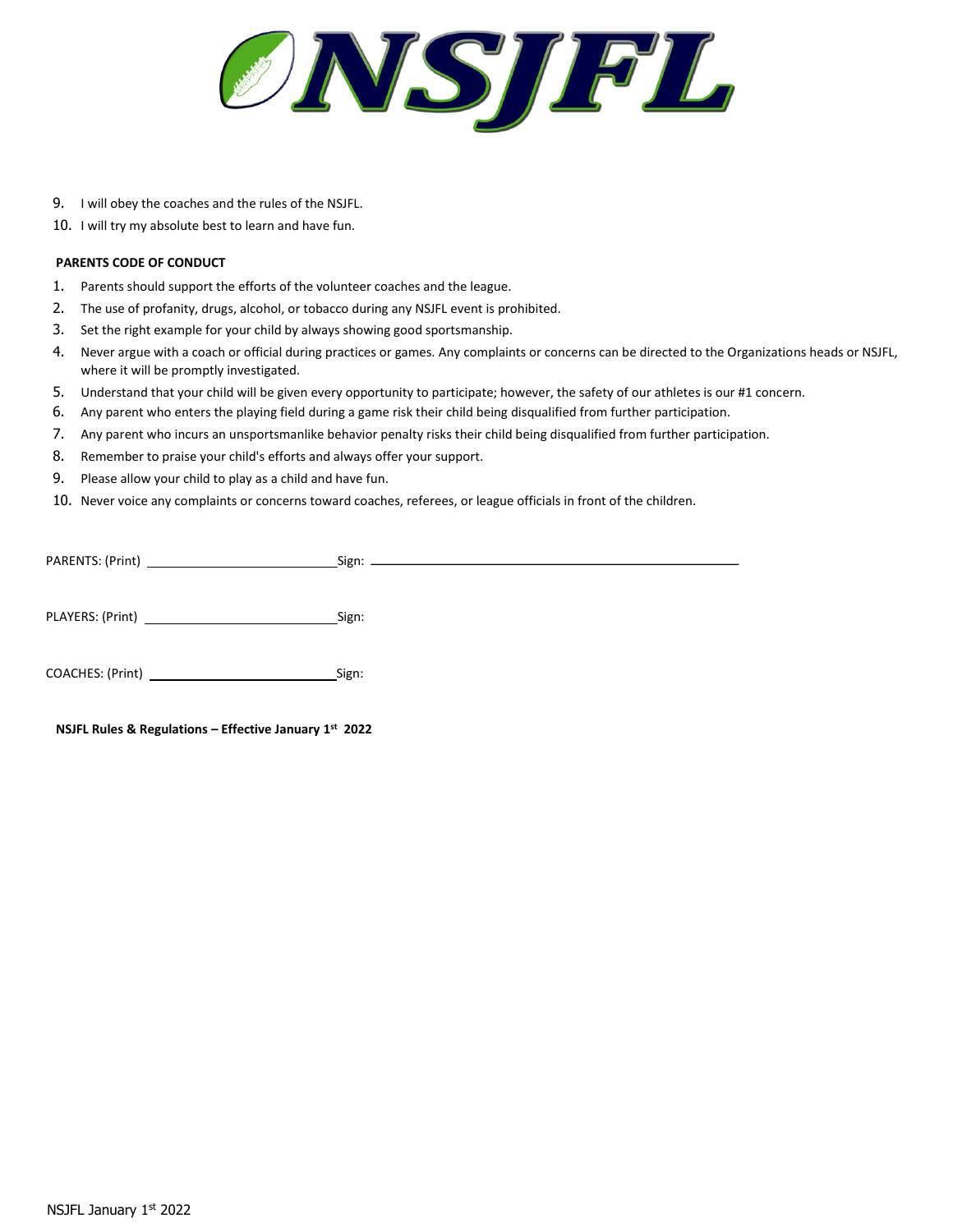9. I will obey the coaches and the rules of the NSJFL.
10. I will try my absolute best to learn and have fun.

**PARENTS CODE OF CONDUCT**

1. Parents should support the efforts of the volunteer coaches and the league.
2. The use of profanity, drugs, alcohol, or tobacco during any NSJFL event is prohibited.
3. Set the right example for your child by always showing good sportsmanship.
4. Never argue with a coach or official during practices or games. Any complaints or concerns can be directed to the Organizations heads or NSJFL, where it will be promptly investigated.
5. Understand that your child will be given every opportunity to participate; however, the safety of our athletes is our #1 concern.
6. Any parent who enters the playing field during a game risk their child being disqualified from further participation.
7. Any parent who incurs an unsportsmanlike behavior penalty risks their child being disqualified from further participation.
8. Remember to praise your child's efforts and always offer your support.
9. Please allow your child to play as a child and have fun.
10. Never voice any complaints or concerns toward coaches, referees, or league officials in front of the children.

PARENTS: (Print) ____________________________ Sign: ____________________________________________________

PLAYERS: (Print) ____________________________ Sign:

COACHES: (Print) ____________________________ Sign:

**NSJFL Rules & Regulations – Effective January 1st 2022**